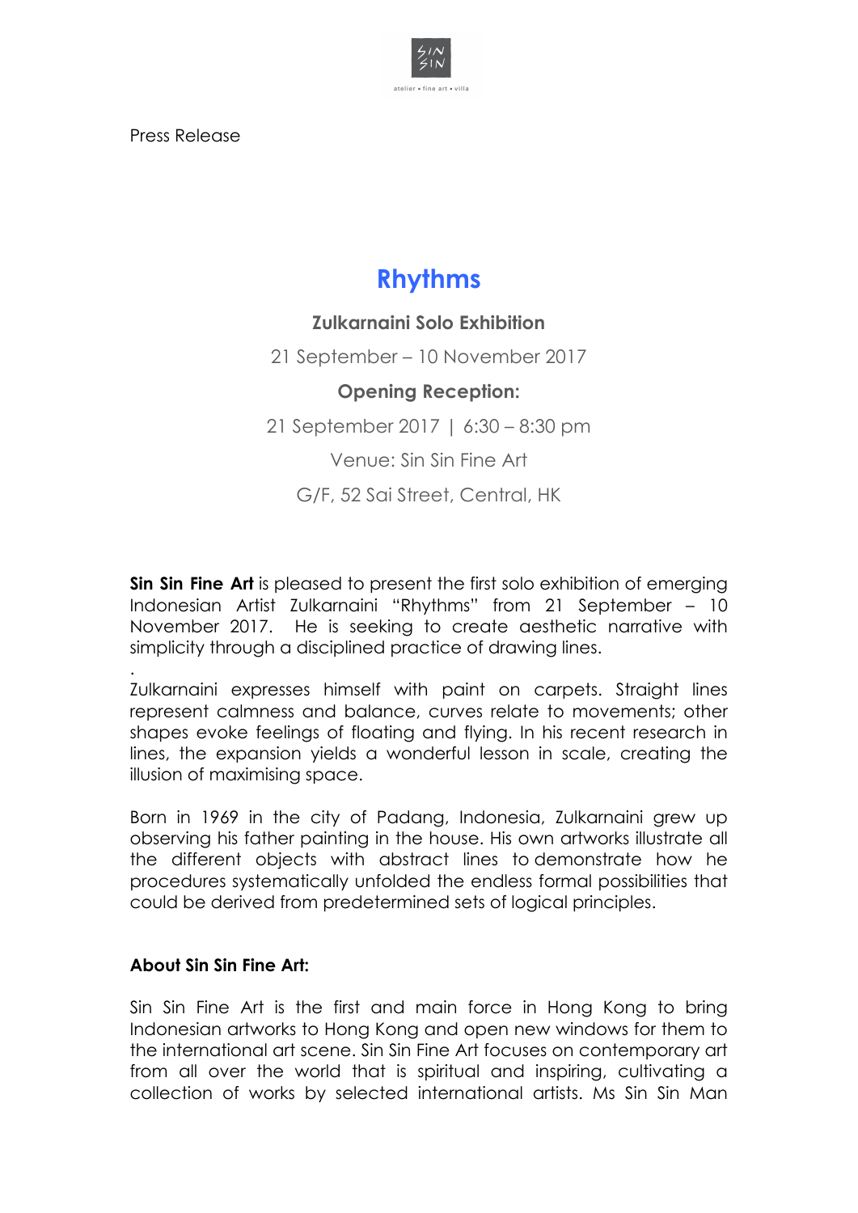Press Release

# Rhythms

**Zulkarnaini Solo Exhibition**

21 September – 10 November 2017

**Opening Reception:**

21 September 2017 | 6:30 – 8:30 pm

Venue: Sin Sin Fine Art

G/F, 52 Sai Street, Central, HK

**Sin Sin Fine Art** is pleased to present the first solo exhibition of emerging Indonesian Artist Zulkarnaini "Rhythms" from 21 September – 10 November 2017. He is seeking to create aesthetic narrative with simplicity through a disciplined practice of drawing lines.

.

Zulkarnaini expresses himself with paint on carpets. Straight lines represent calmness and balance, curves relate to movements; other shapes evoke feelings of floating and flying. In his recent research in lines, the expansion yields a wonderful lesson in scale, creating the illusion of maximising space.

Born in 1969 in the city of Padang, Indonesia, Zulkarnaini grew up observing his father painting in the house. His own artworks illustrate all the different objects with abstract lines to demonstrate how he procedures systematically unfolded the endless formal possibilities that could be derived from predetermined sets of logical principles.

**About Sin Sin Fine Art:**

Sin Sin Fine Art is the first and main force in Hong Kong to bring Indonesian artworks to Hong Kong and open new windows for them to the international art scene. Sin Sin Fine Art focuses on contemporary art from all over the world that is spiritual and inspiring, cultivating a collection of works by selected international artists. Ms Sin Sin Man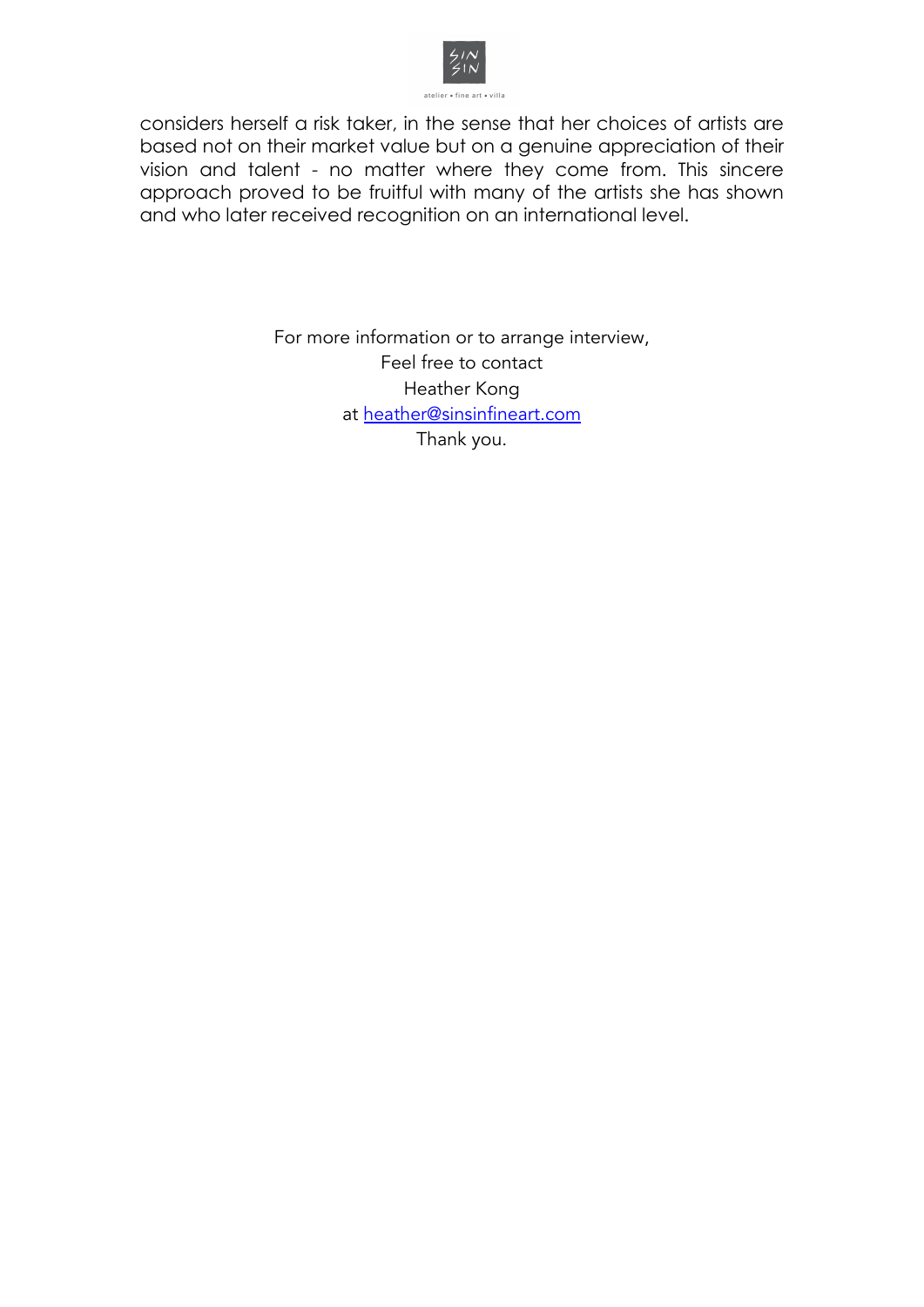considers herself a risk taker, in the sense that her choices of artists are based not on their market value but on a genuine appreciation of their vision and talent - no matter where they come from. This sincere approach proved to be fruitful with many of the artists she has shown and who later received recognition on an international level.

For more information or to arrange interview,
Feel free to contact
Heather Kong
at heather@sinsinfineart.com
Thank you.